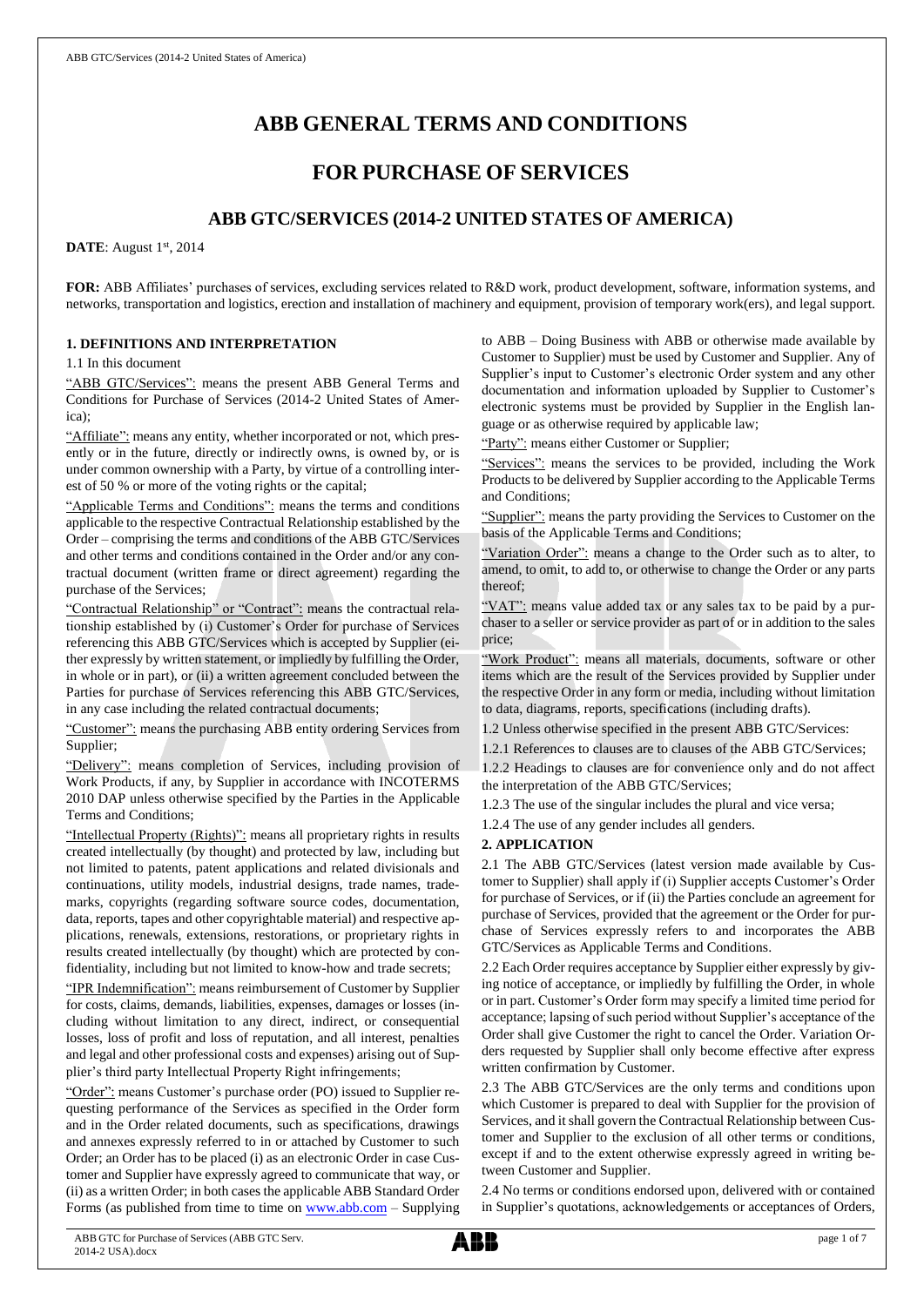# ABB GENERAL TERMS AND CONDITIONS

# FOR PURCHASE OF SERVICES

## ABB GTC/SERVICES (2014-2 UNITED STATES OF AMERICA)

**DATE**: August 1st, 2014

**FOR:** ABB Affiliates' purchases of services, excluding services related to R&D work, product development, software, information systems, and networks, transportation and logistics, erection and installation of machinery and equipment, provision of temporary work(ers), and legal support.

### 1. DEFINITIONS AND INTERPRETATION

1.1 In this document

"ABB GTC/Services": means the present ABB General Terms and Conditions for Purchase of Services (2014-2 United States of America);

"Affiliate": means any entity, whether incorporated or not, which presently or in the future, directly or indirectly owns, is owned by, or is under common ownership with a Party, by virtue of a controlling interest of 50 % or more of the voting rights or the capital;

"Applicable Terms and Conditions": means the terms and conditions applicable to the respective Contractual Relationship established by the Order – comprising the terms and conditions of the ABB GTC/Services and other terms and conditions contained in the Order and/or any contractual document (written frame or direct agreement) regarding the purchase of the Services;

"Contractual Relationship" or "Contract": means the contractual relationship established by (i) Customer's Order for purchase of Services referencing this ABB GTC/Services which is accepted by Supplier (either expressly by written statement, or impliedly by fulfilling the Order, in whole or in part), or (ii) a written agreement concluded between the Parties for purchase of Services referencing this ABB GTC/Services, in any case including the related contractual documents;

"Customer": means the purchasing ABB entity ordering Services from Supplier;

"Delivery": means completion of Services, including provision of Work Products, if any, by Supplier in accordance with INCOTERMS 2010 DAP unless otherwise specified by the Parties in the Applicable Terms and Conditions;

"Intellectual Property (Rights)": means all proprietary rights in results created intellectually (by thought) and protected by law, including but not limited to patents, patent applications and related divisionals and continuations, utility models, industrial designs, trade names, trademarks, copyrights (regarding software source codes, documentation, data, reports, tapes and other copyrightable material) and respective applications, renewals, extensions, restorations, or proprietary rights in results created intellectually (by thought) which are protected by confidentiality, including but not limited to know-how and trade secrets;

"IPR Indemnification": means reimbursement of Customer by Supplier for costs, claims, demands, liabilities, expenses, damages or losses (including without limitation to any direct, indirect, or consequential losses, loss of profit and loss of reputation, and all interest, penalties and legal and other professional costs and expenses) arising out of Supplier's third party Intellectual Property Right infringements;

"Order": means Customer's purchase order (PO) issued to Supplier requesting performance of the Services as specified in the Order form and in the Order related documents, such as specifications, drawings and annexes expressly referred to in or attached by Customer to such Order; an Order has to be placed (i) as an electronic Order in case Customer and Supplier have expressly agreed to communicate that way, or (ii) as a written Order; in both cases the applicable ABB Standard Order Forms (as published from time to time on www.abb.com – Supplying to ABB – Doing Business with ABB or otherwise made available by Customer to Supplier) must be used by Customer and Supplier. Any of Supplier's input to Customer's electronic Order system and any other documentation and information uploaded by Supplier to Customer's electronic systems must be provided by Supplier in the English language or as otherwise required by applicable law;

"Party": means either Customer or Supplier;

"Services": means the services to be provided, including the Work Products to be delivered by Supplier according to the Applicable Terms and Conditions;

"Supplier": means the party providing the Services to Customer on the basis of the Applicable Terms and Conditions;

"Variation Order": means a change to the Order such as to alter, to amend, to omit, to add to, or otherwise to change the Order or any parts thereof;

"VAT": means value added tax or any sales tax to be paid by a purchaser to a seller or service provider as part of or in addition to the sales price;

"Work Product": means all materials, documents, software or other items which are the result of the Services provided by Supplier under the respective Order in any form or media, including without limitation to data, diagrams, reports, specifications (including drafts).

1.2 Unless otherwise specified in the present ABB GTC/Services:

1.2.1 References to clauses are to clauses of the ABB GTC/Services;

1.2.2 Headings to clauses are for convenience only and do not affect the interpretation of the ABB GTC/Services;

1.2.3 The use of the singular includes the plural and vice versa;

1.2.4 The use of any gender includes all genders.

### 2. APPLICATION

2.1 The ABB GTC/Services (latest version made available by Customer to Supplier) shall apply if (i) Supplier accepts Customer's Order for purchase of Services, or if (ii) the Parties conclude an agreement for purchase of Services, provided that the agreement or the Order for purchase of Services expressly refers to and incorporates the ABB GTC/Services as Applicable Terms and Conditions.

2.2 Each Order requires acceptance by Supplier either expressly by giving notice of acceptance, or impliedly by fulfilling the Order, in whole or in part. Customer's Order form may specify a limited time period for acceptance; lapsing of such period without Supplier's acceptance of the Order shall give Customer the right to cancel the Order. Variation Orders requested by Supplier shall only become effective after express written confirmation by Customer.

2.3 The ABB GTC/Services are the only terms and conditions upon which Customer is prepared to deal with Supplier for the provision of Services, and it shall govern the Contractual Relationship between Customer and Supplier to the exclusion of all other terms or conditions, except if and to the extent otherwise expressly agreed in writing between Customer and Supplier.

2.4 No terms or conditions endorsed upon, delivered with or contained in Supplier's quotations, acknowledgements or acceptances of Orders,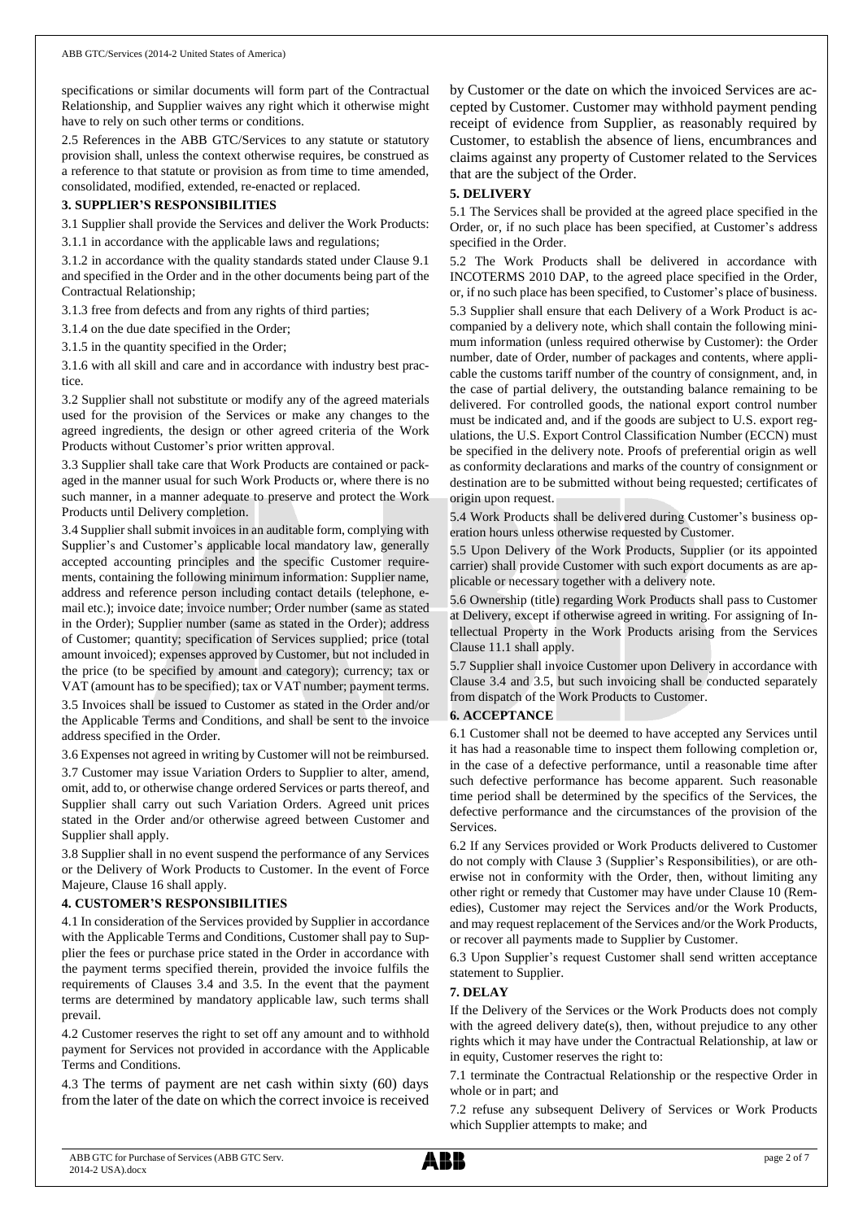specifications or similar documents will form part of the Contractual Relationship, and Supplier waives any right which it otherwise might have to rely on such other terms or conditions.

2.5 References in the ABB GTC/Services to any statute or statutory provision shall, unless the context otherwise requires, be construed as a reference to that statute or provision as from time to time amended, consolidated, modified, extended, re-enacted or replaced.

## 3. SUPPLIER'S RESPONSIBILITIES

3.1 Supplier shall provide the Services and deliver the Work Products:

3.1.1 in accordance with the applicable laws and regulations;

3.1.2 in accordance with the quality standards stated under Clause 9.1 and specified in the Order and in the other documents being part of the Contractual Relationship;

3.1.3 free from defects and from any rights of third parties;

3.1.4 on the due date specified in the Order;

3.1.5 in the quantity specified in the Order;

3.1.6 with all skill and care and in accordance with industry best practice.

3.2 Supplier shall not substitute or modify any of the agreed materials used for the provision of the Services or make any changes to the agreed ingredients, the design or other agreed criteria of the Work Products without Customer's prior written approval.

3.3 Supplier shall take care that Work Products are contained or packaged in the manner usual for such Work Products or, where there is no such manner, in a manner adequate to preserve and protect the Work Products until Delivery completion.

3.4 Supplier shall submit invoices in an auditable form, complying with Supplier's and Customer's applicable local mandatory law, generally accepted accounting principles and the specific Customer requirements, containing the following minimum information: Supplier name, address and reference person including contact details (telephone, e-mail etc.); invoice date; invoice number; Order number (same as stated in the Order); Supplier number (same as stated in the Order); address of Customer; quantity; specification of Services supplied; price (total amount invoiced); expenses approved by Customer, but not included in the price (to be specified by amount and category); currency; tax or VAT (amount has to be specified); tax or VAT number; payment terms.

3.5 Invoices shall be issued to Customer as stated in the Order and/or the Applicable Terms and Conditions, and shall be sent to the invoice address specified in the Order.

3.6 Expenses not agreed in writing by Customer will not be reimbursed.

3.7 Customer may issue Variation Orders to Supplier to alter, amend, omit, add to, or otherwise change ordered Services or parts thereof, and Supplier shall carry out such Variation Orders. Agreed unit prices stated in the Order and/or otherwise agreed between Customer and Supplier shall apply.

3.8 Supplier shall in no event suspend the performance of any Services or the Delivery of Work Products to Customer. In the event of Force Majeure, Clause 16 shall apply.

## 4. CUSTOMER'S RESPONSIBILITIES

4.1 In consideration of the Services provided by Supplier in accordance with the Applicable Terms and Conditions, Customer shall pay to Supplier the fees or purchase price stated in the Order in accordance with the payment terms specified therein, provided the invoice fulfils the requirements of Clauses 3.4 and 3.5. In the event that the payment terms are determined by mandatory applicable law, such terms shall prevail.

4.2 Customer reserves the right to set off any amount and to withhold payment for Services not provided in accordance with the Applicable Terms and Conditions.

4.3 The terms of payment are net cash within sixty (60) days from the later of the date on which the correct invoice is received by Customer or the date on which the invoiced Services are accepted by Customer. Customer may withhold payment pending receipt of evidence from Supplier, as reasonably required by Customer, to establish the absence of liens, encumbrances and claims against any property of Customer related to the Services that are the subject of the Order.

## 5. DELIVERY

5.1 The Services shall be provided at the agreed place specified in the Order, or, if no such place has been specified, at Customer's address specified in the Order.

5.2 The Work Products shall be delivered in accordance with INCOTERMS 2010 DAP, to the agreed place specified in the Order, or, if no such place has been specified, to Customer's place of business.

5.3 Supplier shall ensure that each Delivery of a Work Product is accompanied by a delivery note, which shall contain the following minimum information (unless required otherwise by Customer): the Order number, date of Order, number of packages and contents, where applicable the customs tariff number of the country of consignment, and, in the case of partial delivery, the outstanding balance remaining to be delivered. For controlled goods, the national export control number must be indicated and, and if the goods are subject to U.S. export regulations, the U.S. Export Control Classification Number (ECCN) must be specified in the delivery note. Proofs of preferential origin as well as conformity declarations and marks of the country of consignment or destination are to be submitted without being requested; certificates of origin upon request.

5.4 Work Products shall be delivered during Customer's business operation hours unless otherwise requested by Customer.

5.5 Upon Delivery of the Work Products, Supplier (or its appointed carrier) shall provide Customer with such export documents as are applicable or necessary together with a delivery note.

5.6 Ownership (title) regarding Work Products shall pass to Customer at Delivery, except if otherwise agreed in writing. For assigning of Intellectual Property in the Work Products arising from the Services Clause 11.1 shall apply.

5.7 Supplier shall invoice Customer upon Delivery in accordance with Clause 3.4 and 3.5, but such invoicing shall be conducted separately from dispatch of the Work Products to Customer.

## 6. ACCEPTANCE

6.1 Customer shall not be deemed to have accepted any Services until it has had a reasonable time to inspect them following completion or, in the case of a defective performance, until a reasonable time after such defective performance has become apparent. Such reasonable time period shall be determined by the specifics of the Services, the defective performance and the circumstances of the provision of the Services.

6.2 If any Services provided or Work Products delivered to Customer do not comply with Clause 3 (Supplier's Responsibilities), or are otherwise not in conformity with the Order, then, without limiting any other right or remedy that Customer may have under Clause 10 (Remedies), Customer may reject the Services and/or the Work Products, and may request replacement of the Services and/or the Work Products, or recover all payments made to Supplier by Customer.

6.3 Upon Supplier's request Customer shall send written acceptance statement to Supplier.

## 7. DELAY

If the Delivery of the Services or the Work Products does not comply with the agreed delivery date(s), then, without prejudice to any other rights which it may have under the Contractual Relationship, at law or in equity, Customer reserves the right to:

7.1 terminate the Contractual Relationship or the respective Order in whole or in part; and

7.2 refuse any subsequent Delivery of Services or Work Products which Supplier attempts to make; and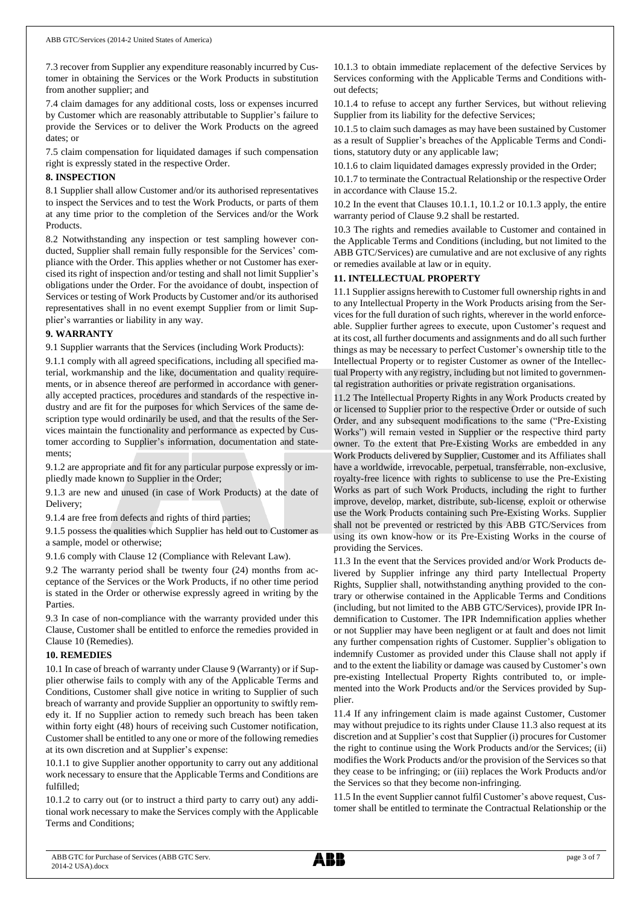7.3 recover from Supplier any expenditure reasonably incurred by Customer in obtaining the Services or the Work Products in substitution from another supplier; and

7.4 claim damages for any additional costs, loss or expenses incurred by Customer which are reasonably attributable to Supplier's failure to provide the Services or to deliver the Work Products on the agreed dates; or

7.5 claim compensation for liquidated damages if such compensation right is expressly stated in the respective Order.

**8. INSPECTION**

8.1 Supplier shall allow Customer and/or its authorised representatives to inspect the Services and to test the Work Products, or parts of them at any time prior to the completion of the Services and/or the Work Products.

8.2 Notwithstanding any inspection or test sampling however conducted, Supplier shall remain fully responsible for the Services' compliance with the Order. This applies whether or not Customer has exercised its right of inspection and/or testing and shall not limit Supplier's obligations under the Order. For the avoidance of doubt, inspection of Services or testing of Work Products by Customer and/or its authorised representatives shall in no event exempt Supplier from or limit Supplier's warranties or liability in any way.

**9. WARRANTY**

9.1 Supplier warrants that the Services (including Work Products):

9.1.1 comply with all agreed specifications, including all specified material, workmanship and the like, documentation and quality requirements, or in absence thereof are performed in accordance with generally accepted practices, procedures and standards of the respective industry and are fit for the purposes for which Services of the same description type would ordinarily be used, and that the results of the Services maintain the functionality and performance as expected by Customer according to Supplier's information, documentation and statements;

9.1.2 are appropriate and fit for any particular purpose expressly or impliedly made known to Supplier in the Order;

9.1.3 are new and unused (in case of Work Products) at the date of Delivery;

9.1.4 are free from defects and rights of third parties;

9.1.5 possess the qualities which Supplier has held out to Customer as a sample, model or otherwise;

9.1.6 comply with Clause 12 (Compliance with Relevant Law).

9.2 The warranty period shall be twenty four (24) months from acceptance of the Services or the Work Products, if no other time period is stated in the Order or otherwise expressly agreed in writing by the Parties.

9.3 In case of non-compliance with the warranty provided under this Clause, Customer shall be entitled to enforce the remedies provided in Clause 10 (Remedies).

**10. REMEDIES**

10.1 In case of breach of warranty under Clause 9 (Warranty) or if Supplier otherwise fails to comply with any of the Applicable Terms and Conditions, Customer shall give notice in writing to Supplier of such breach of warranty and provide Supplier an opportunity to swiftly remedy it. If no Supplier action to remedy such breach has been taken within forty eight (48) hours of receiving such Customer notification, Customer shall be entitled to any one or more of the following remedies at its own discretion and at Supplier's expense:

10.1.1 to give Supplier another opportunity to carry out any additional work necessary to ensure that the Applicable Terms and Conditions are fulfilled;

10.1.2 to carry out (or to instruct a third party to carry out) any additional work necessary to make the Services comply with the Applicable Terms and Conditions;

10.1.3 to obtain immediate replacement of the defective Services by Services conforming with the Applicable Terms and Conditions without defects;

10.1.4 to refuse to accept any further Services, but without relieving Supplier from its liability for the defective Services;

10.1.5 to claim such damages as may have been sustained by Customer as a result of Supplier's breaches of the Applicable Terms and Conditions, statutory duty or any applicable law;

10.1.6 to claim liquidated damages expressly provided in the Order;

10.1.7 to terminate the Contractual Relationship or the respective Order in accordance with Clause 15.2.

10.2 In the event that Clauses 10.1.1, 10.1.2 or 10.1.3 apply, the entire warranty period of Clause 9.2 shall be restarted.

10.3 The rights and remedies available to Customer and contained in the Applicable Terms and Conditions (including, but not limited to the ABB GTC/Services) are cumulative and are not exclusive of any rights or remedies available at law or in equity.

**11. INTELLECTUAL PROPERTY**

11.1 Supplier assigns herewith to Customer full ownership rights in and to any Intellectual Property in the Work Products arising from the Services for the full duration of such rights, wherever in the world enforceable. Supplier further agrees to execute, upon Customer's request and at its cost, all further documents and assignments and do all such further things as may be necessary to perfect Customer's ownership title to the Intellectual Property or to register Customer as owner of the Intellectual Property with any registry, including but not limited to governmental registration authorities or private registration organisations.

11.2 The Intellectual Property Rights in any Work Products created by or licensed to Supplier prior to the respective Order or outside of such Order, and any subsequent modifications to the same ("Pre-Existing Works") will remain vested in Supplier or the respective third party owner. To the extent that Pre-Existing Works are embedded in any Work Products delivered by Supplier, Customer and its Affiliates shall have a worldwide, irrevocable, perpetual, transferrable, non-exclusive, royalty-free licence with rights to sublicense to use the Pre-Existing Works as part of such Work Products, including the right to further improve, develop, market, distribute, sub-license, exploit or otherwise use the Work Products containing such Pre-Existing Works. Supplier shall not be prevented or restricted by this ABB GTC/Services from using its own know-how or its Pre-Existing Works in the course of providing the Services.

11.3 In the event that the Services provided and/or Work Products delivered by Supplier infringe any third party Intellectual Property Rights, Supplier shall, notwithstanding anything provided to the contrary or otherwise contained in the Applicable Terms and Conditions (including, but not limited to the ABB GTC/Services), provide IPR Indemnification to Customer. The IPR Indemnification applies whether or not Supplier may have been negligent or at fault and does not limit any further compensation rights of Customer. Supplier's obligation to indemnify Customer as provided under this Clause shall not apply if and to the extent the liability or damage was caused by Customer's own pre-existing Intellectual Property Rights contributed to, or implemented into the Work Products and/or the Services provided by Supplier.

11.4 If any infringement claim is made against Customer, Customer may without prejudice to its rights under Clause 11.3 also request at its discretion and at Supplier's cost that Supplier (i) procures for Customer the right to continue using the Work Products and/or the Services; (ii) modifies the Work Products and/or the provision of the Services so that they cease to be infringing; or (iii) replaces the Work Products and/or the Services so that they become non-infringing.

11.5 In the event Supplier cannot fulfil Customer's above request, Customer shall be entitled to terminate the Contractual Relationship or the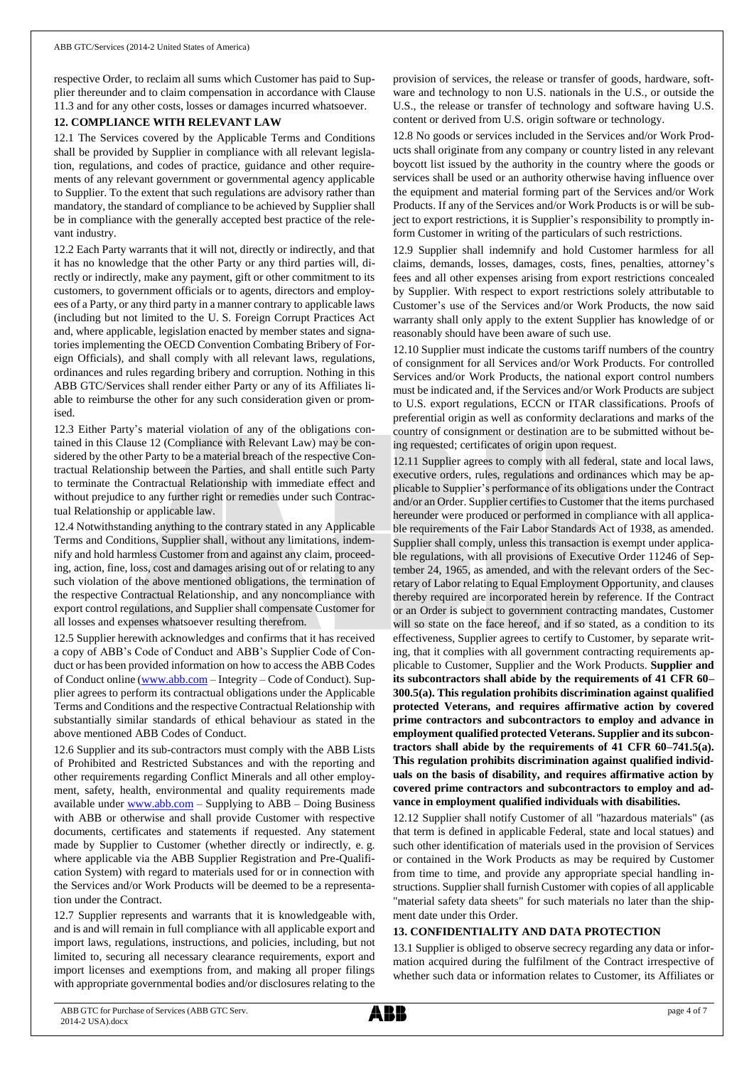respective Order, to reclaim all sums which Customer has paid to Supplier thereunder and to claim compensation in accordance with Clause 11.3 and for any other costs, losses or damages incurred whatsoever.

## 12. COMPLIANCE WITH RELEVANT LAW

12.1 The Services covered by the Applicable Terms and Conditions shall be provided by Supplier in compliance with all relevant legislation, regulations, and codes of practice, guidance and other requirements of any relevant government or governmental agency applicable to Supplier. To the extent that such regulations are advisory rather than mandatory, the standard of compliance to be achieved by Supplier shall be in compliance with the generally accepted best practice of the relevant industry.

12.2 Each Party warrants that it will not, directly or indirectly, and that it has no knowledge that the other Party or any third parties will, directly or indirectly, make any payment, gift or other commitment to its customers, to government officials or to agents, directors and employees of a Party, or any third party in a manner contrary to applicable laws (including but not limited to the U. S. Foreign Corrupt Practices Act and, where applicable, legislation enacted by member states and signatories implementing the OECD Convention Combating Bribery of Foreign Officials), and shall comply with all relevant laws, regulations, ordinances and rules regarding bribery and corruption. Nothing in this ABB GTC/Services shall render either Party or any of its Affiliates liable to reimburse the other for any such consideration given or promised.

12.3 Either Party's material violation of any of the obligations contained in this Clause 12 (Compliance with Relevant Law) may be considered by the other Party to be a material breach of the respective Contractual Relationship between the Parties, and shall entitle such Party to terminate the Contractual Relationship with immediate effect and without prejudice to any further right or remedies under such Contractual Relationship or applicable law.

12.4 Notwithstanding anything to the contrary stated in any Applicable Terms and Conditions, Supplier shall, without any limitations, indemnify and hold harmless Customer from and against any claim, proceeding, action, fine, loss, cost and damages arising out of or relating to any such violation of the above mentioned obligations, the termination of the respective Contractual Relationship, and any noncompliance with export control regulations, and Supplier shall compensate Customer for all losses and expenses whatsoever resulting therefrom.

12.5 Supplier herewith acknowledges and confirms that it has received a copy of ABB's Code of Conduct and ABB's Supplier Code of Conduct or has been provided information on how to access the ABB Codes of Conduct online (www.abb.com – Integrity – Code of Conduct). Supplier agrees to perform its contractual obligations under the Applicable Terms and Conditions and the respective Contractual Relationship with substantially similar standards of ethical behaviour as stated in the above mentioned ABB Codes of Conduct.

12.6 Supplier and its sub-contractors must comply with the ABB Lists of Prohibited and Restricted Substances and with the reporting and other requirements regarding Conflict Minerals and all other employment, safety, health, environmental and quality requirements made available under www.abb.com – Supplying to ABB – Doing Business with ABB or otherwise and shall provide Customer with respective documents, certificates and statements if requested. Any statement made by Supplier to Customer (whether directly or indirectly, e. g. where applicable via the ABB Supplier Registration and Pre-Qualification System) with regard to materials used for or in connection with the Services and/or Work Products will be deemed to be a representation under the Contract.

12.7 Supplier represents and warrants that it is knowledgeable with, and is and will remain in full compliance with all applicable export and import laws, regulations, instructions, and policies, including, but not limited to, securing all necessary clearance requirements, export and import licenses and exemptions from, and making all proper filings with appropriate governmental bodies and/or disclosures relating to the provision of services, the release or transfer of goods, hardware, software and technology to non U.S. nationals in the U.S., or outside the U.S., the release or transfer of technology and software having U.S. content or derived from U.S. origin software or technology.

12.8 No goods or services included in the Services and/or Work Products shall originate from any company or country listed in any relevant boycott list issued by the authority in the country where the goods or services shall be used or an authority otherwise having influence over the equipment and material forming part of the Services and/or Work Products. If any of the Services and/or Work Products is or will be subject to export restrictions, it is Supplier's responsibility to promptly inform Customer in writing of the particulars of such restrictions.

12.9 Supplier shall indemnify and hold Customer harmless for all claims, demands, losses, damages, costs, fines, penalties, attorney's fees and all other expenses arising from export restrictions concealed by Supplier. With respect to export restrictions solely attributable to Customer's use of the Services and/or Work Products, the now said warranty shall only apply to the extent Supplier has knowledge of or reasonably should have been aware of such use.

12.10 Supplier must indicate the customs tariff numbers of the country of consignment for all Services and/or Work Products. For controlled Services and/or Work Products, the national export control numbers must be indicated and, if the Services and/or Work Products are subject to U.S. export regulations, ECCN or ITAR classifications. Proofs of preferential origin as well as conformity declarations and marks of the country of consignment or destination are to be submitted without being requested; certificates of origin upon request.

12.11 Supplier agrees to comply with all federal, state and local laws, executive orders, rules, regulations and ordinances which may be applicable to Supplier's performance of its obligations under the Contract and/or an Order. Supplier certifies to Customer that the items purchased hereunder were produced or performed in compliance with all applicable requirements of the Fair Labor Standards Act of 1938, as amended. Supplier shall comply, unless this transaction is exempt under applicable regulations, with all provisions of Executive Order 11246 of September 24, 1965, as amended, and with the relevant orders of the Secretary of Labor relating to Equal Employment Opportunity, and clauses thereby required are incorporated herein by reference. If the Contract or an Order is subject to government contracting mandates, Customer will so state on the face hereof, and if so stated, as a condition to its effectiveness, Supplier agrees to certify to Customer, by separate writing, that it complies with all government contracting requirements applicable to Customer, Supplier and the Work Products. **Supplier and its subcontractors shall abide by the requirements of 41 CFR 60–300.5(a). This regulation prohibits discrimination against qualified protected Veterans, and requires affirmative action by covered prime contractors and subcontractors to employ and advance in employment qualified protected Veterans. Supplier and its subcontractors shall abide by the requirements of 41 CFR 60–741.5(a). This regulation prohibits discrimination against qualified individuals on the basis of disability, and requires affirmative action by covered prime contractors and subcontractors to employ and advance in employment qualified individuals with disabilities.**

12.12 Supplier shall notify Customer of all "hazardous materials" (as that term is defined in applicable Federal, state and local statues) and such other identification of materials used in the provision of Services or contained in the Work Products as may be required by Customer from time to time, and provide any appropriate special handling instructions. Supplier shall furnish Customer with copies of all applicable "material safety data sheets" for such materials no later than the shipment date under this Order.

## 13. CONFIDENTIALITY AND DATA PROTECTION

13.1 Supplier is obliged to observe secrecy regarding any data or information acquired during the fulfilment of the Contract irrespective of whether such data or information relates to Customer, its Affiliates or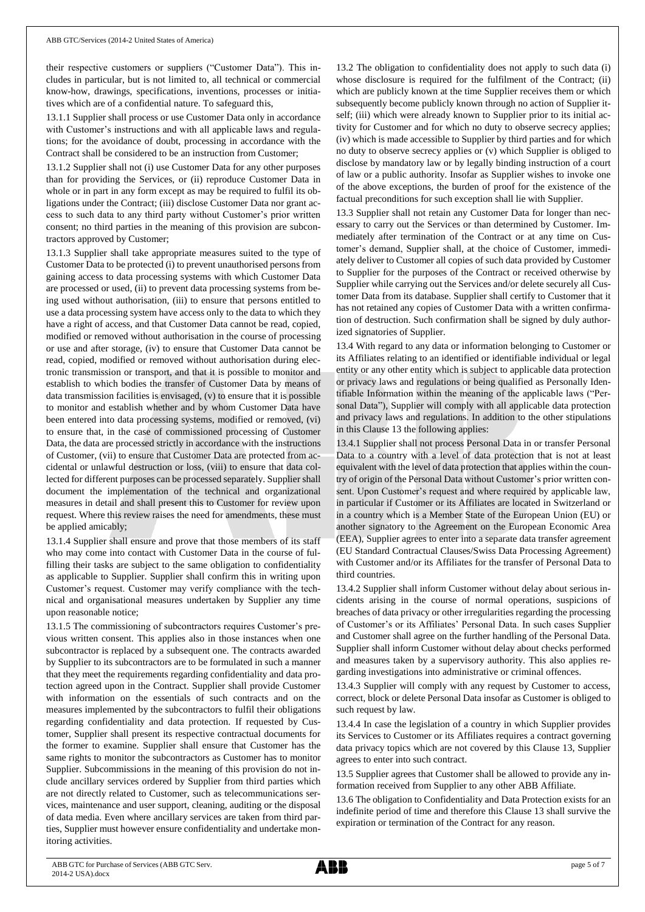their respective customers or suppliers ("Customer Data"). This includes in particular, but is not limited to, all technical or commercial know-how, drawings, specifications, inventions, processes or initiatives which are of a confidential nature. To safeguard this,

13.1.1 Supplier shall process or use Customer Data only in accordance with Customer's instructions and with all applicable laws and regulations; for the avoidance of doubt, processing in accordance with the Contract shall be considered to be an instruction from Customer;

13.1.2 Supplier shall not (i) use Customer Data for any other purposes than for providing the Services, or (ii) reproduce Customer Data in whole or in part in any form except as may be required to fulfil its obligations under the Contract; (iii) disclose Customer Data nor grant access to such data to any third party without Customer's prior written consent; no third parties in the meaning of this provision are subcontractors approved by Customer;

13.1.3 Supplier shall take appropriate measures suited to the type of Customer Data to be protected (i) to prevent unauthorised persons from gaining access to data processing systems with which Customer Data are processed or used, (ii) to prevent data processing systems from being used without authorisation, (iii) to ensure that persons entitled to use a data processing system have access only to the data to which they have a right of access, and that Customer Data cannot be read, copied, modified or removed without authorisation in the course of processing or use and after storage, (iv) to ensure that Customer Data cannot be read, copied, modified or removed without authorisation during electronic transmission or transport, and that it is possible to monitor and establish to which bodies the transfer of Customer Data by means of data transmission facilities is envisaged, (v) to ensure that it is possible to monitor and establish whether and by whom Customer Data have been entered into data processing systems, modified or removed, (vi) to ensure that, in the case of commissioned processing of Customer Data, the data are processed strictly in accordance with the instructions of Customer, (vii) to ensure that Customer Data are protected from accidental or unlawful destruction or loss, (viii) to ensure that data collected for different purposes can be processed separately. Supplier shall document the implementation of the technical and organizational measures in detail and shall present this to Customer for review upon request. Where this review raises the need for amendments, these must be applied amicably;

13.1.4 Supplier shall ensure and prove that those members of its staff who may come into contact with Customer Data in the course of fulfilling their tasks are subject to the same obligation to confidentiality as applicable to Supplier. Supplier shall confirm this in writing upon Customer's request. Customer may verify compliance with the technical and organisational measures undertaken by Supplier any time upon reasonable notice;

13.1.5 The commissioning of subcontractors requires Customer's previous written consent. This applies also in those instances when one subcontractor is replaced by a subsequent one. The contracts awarded by Supplier to its subcontractors are to be formulated in such a manner that they meet the requirements regarding confidentiality and data protection agreed upon in the Contract. Supplier shall provide Customer with information on the essentials of such contracts and on the measures implemented by the subcontractors to fulfil their obligations regarding confidentiality and data protection. If requested by Customer, Supplier shall present its respective contractual documents for the former to examine. Supplier shall ensure that Customer has the same rights to monitor the subcontractors as Customer has to monitor Supplier. Subcommissions in the meaning of this provision do not include ancillary services ordered by Supplier from third parties which are not directly related to Customer, such as telecommunications services, maintenance and user support, cleaning, auditing or the disposal of data media. Even where ancillary services are taken from third parties, Supplier must however ensure confidentiality and undertake monitoring activities.

13.2 The obligation to confidentiality does not apply to such data (i) whose disclosure is required for the fulfilment of the Contract; (ii) which are publicly known at the time Supplier receives them or which subsequently become publicly known through no action of Supplier itself; (iii) which were already known to Supplier prior to its initial activity for Customer and for which no duty to observe secrecy applies; (iv) which is made accessible to Supplier by third parties and for which no duty to observe secrecy applies or (v) which Supplier is obliged to disclose by mandatory law or by legally binding instruction of a court of law or a public authority. Insofar as Supplier wishes to invoke one of the above exceptions, the burden of proof for the existence of the factual preconditions for such exception shall lie with Supplier.

13.3 Supplier shall not retain any Customer Data for longer than necessary to carry out the Services or than determined by Customer. Immediately after termination of the Contract or at any time on Customer's demand, Supplier shall, at the choice of Customer, immediately deliver to Customer all copies of such data provided by Customer to Supplier for the purposes of the Contract or received otherwise by Supplier while carrying out the Services and/or delete securely all Customer Data from its database. Supplier shall certify to Customer that it has not retained any copies of Customer Data with a written confirmation of destruction. Such confirmation shall be signed by duly authorized signatories of Supplier.

13.4 With regard to any data or information belonging to Customer or its Affiliates relating to an identified or identifiable individual or legal entity or any other entity which is subject to applicable data protection or privacy laws and regulations or being qualified as Personally Identifiable Information within the meaning of the applicable laws ("Personal Data"), Supplier will comply with all applicable data protection and privacy laws and regulations. In addition to the other stipulations in this Clause 13 the following applies:

13.4.1 Supplier shall not process Personal Data in or transfer Personal Data to a country with a level of data protection that is not at least equivalent with the level of data protection that applies within the country of origin of the Personal Data without Customer's prior written consent. Upon Customer's request and where required by applicable law, in particular if Customer or its Affiliates are located in Switzerland or in a country which is a Member State of the European Union (EU) or another signatory to the Agreement on the European Economic Area (EEA), Supplier agrees to enter into a separate data transfer agreement (EU Standard Contractual Clauses/Swiss Data Processing Agreement) with Customer and/or its Affiliates for the transfer of Personal Data to third countries.

13.4.2 Supplier shall inform Customer without delay about serious incidents arising in the course of normal operations, suspicions of breaches of data privacy or other irregularities regarding the processing of Customer's or its Affiliates' Personal Data. In such cases Supplier and Customer shall agree on the further handling of the Personal Data. Supplier shall inform Customer without delay about checks performed and measures taken by a supervisory authority. This also applies regarding investigations into administrative or criminal offences.

13.4.3 Supplier will comply with any request by Customer to access, correct, block or delete Personal Data insofar as Customer is obliged to such request by law.

13.4.4 In case the legislation of a country in which Supplier provides its Services to Customer or its Affiliates requires a contract governing data privacy topics which are not covered by this Clause 13, Supplier agrees to enter into such contract.

13.5 Supplier agrees that Customer shall be allowed to provide any information received from Supplier to any other ABB Affiliate.

13.6 The obligation to Confidentiality and Data Protection exists for an indefinite period of time and therefore this Clause 13 shall survive the expiration or termination of the Contract for any reason.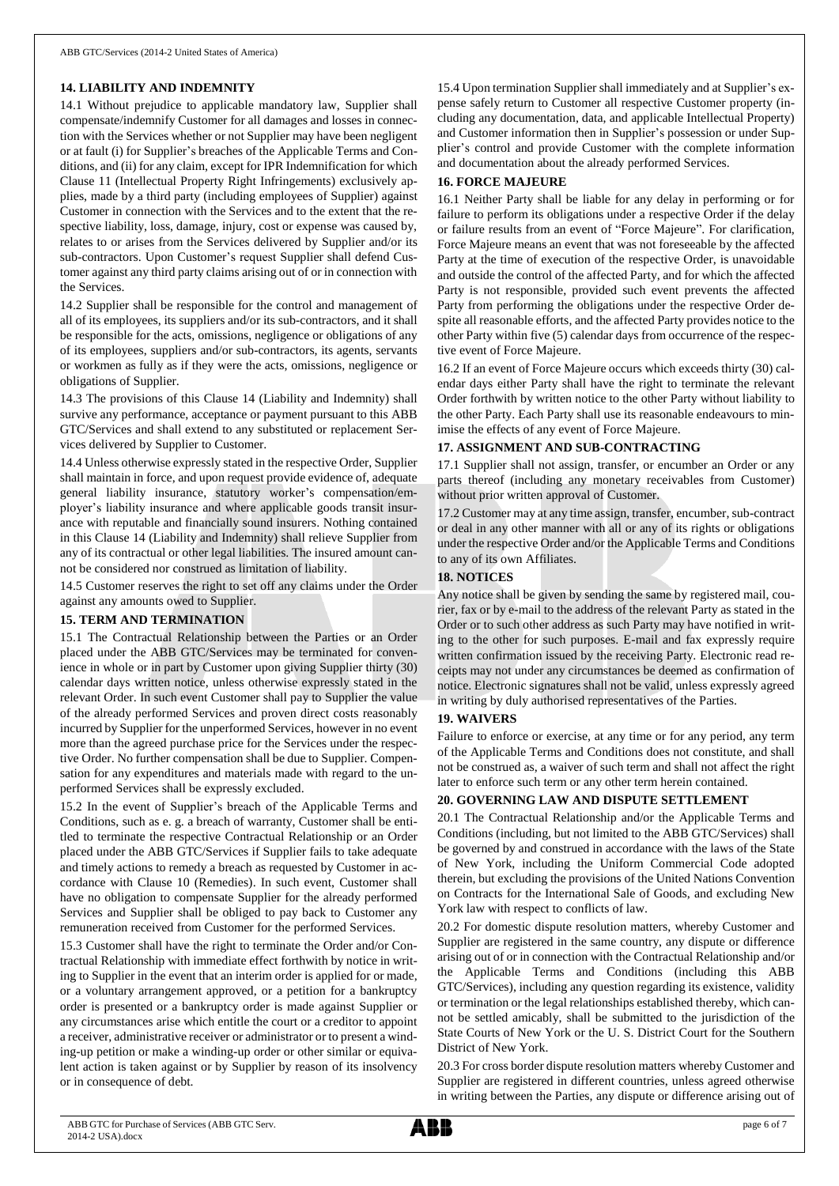## 14. LIABILITY AND INDEMNITY

14.1 Without prejudice to applicable mandatory law, Supplier shall compensate/indemnify Customer for all damages and losses in connection with the Services whether or not Supplier may have been negligent or at fault (i) for Supplier's breaches of the Applicable Terms and Conditions, and (ii) for any claim, except for IPR Indemnification for which Clause 11 (Intellectual Property Right Infringements) exclusively applies, made by a third party (including employees of Supplier) against Customer in connection with the Services and to the extent that the respective liability, loss, damage, injury, cost or expense was caused by, relates to or arises from the Services delivered by Supplier and/or its sub-contractors. Upon Customer's request Supplier shall defend Customer against any third party claims arising out of or in connection with the Services.

14.2 Supplier shall be responsible for the control and management of all of its employees, its suppliers and/or its sub-contractors, and it shall be responsible for the acts, omissions, negligence or obligations of any of its employees, suppliers and/or sub-contractors, its agents, servants or workmen as fully as if they were the acts, omissions, negligence or obligations of Supplier.

14.3 The provisions of this Clause 14 (Liability and Indemnity) shall survive any performance, acceptance or payment pursuant to this ABB GTC/Services and shall extend to any substituted or replacement Services delivered by Supplier to Customer.

14.4 Unless otherwise expressly stated in the respective Order, Supplier shall maintain in force, and upon request provide evidence of, adequate general liability insurance, statutory worker's compensation/employer's liability insurance and where applicable goods transit insurance with reputable and financially sound insurers. Nothing contained in this Clause 14 (Liability and Indemnity) shall relieve Supplier from any of its contractual or other legal liabilities. The insured amount cannot be considered nor construed as limitation of liability.

14.5 Customer reserves the right to set off any claims under the Order against any amounts owed to Supplier.

## 15. TERM AND TERMINATION

15.1 The Contractual Relationship between the Parties or an Order placed under the ABB GTC/Services may be terminated for convenience in whole or in part by Customer upon giving Supplier thirty (30) calendar days written notice, unless otherwise expressly stated in the relevant Order. In such event Customer shall pay to Supplier the value of the already performed Services and proven direct costs reasonably incurred by Supplier for the unperformed Services, however in no event more than the agreed purchase price for the Services under the respective Order. No further compensation shall be due to Supplier. Compensation for any expenditures and materials made with regard to the unperformed Services shall be expressly excluded.

15.2 In the event of Supplier's breach of the Applicable Terms and Conditions, such as e. g. a breach of warranty, Customer shall be entitled to terminate the respective Contractual Relationship or an Order placed under the ABB GTC/Services if Supplier fails to take adequate and timely actions to remedy a breach as requested by Customer in accordance with Clause 10 (Remedies). In such event, Customer shall have no obligation to compensate Supplier for the already performed Services and Supplier shall be obliged to pay back to Customer any remuneration received from Customer for the performed Services.

15.3 Customer shall have the right to terminate the Order and/or Contractual Relationship with immediate effect forthwith by notice in writing to Supplier in the event that an interim order is applied for or made, or a voluntary arrangement approved, or a petition for a bankruptcy order is presented or a bankruptcy order is made against Supplier or any circumstances arise which entitle the court or a creditor to appoint a receiver, administrative receiver or administrator or to present a winding-up petition or make a winding-up order or other similar or equivalent action is taken against or by Supplier by reason of its insolvency or in consequence of debt.

15.4 Upon termination Supplier shall immediately and at Supplier's expense safely return to Customer all respective Customer property (including any documentation, data, and applicable Intellectual Property) and Customer information then in Supplier's possession or under Supplier's control and provide Customer with the complete information and documentation about the already performed Services.

## 16. FORCE MAJEURE

16.1 Neither Party shall be liable for any delay in performing or for failure to perform its obligations under a respective Order if the delay or failure results from an event of "Force Majeure". For clarification, Force Majeure means an event that was not foreseeable by the affected Party at the time of execution of the respective Order, is unavoidable and outside the control of the affected Party, and for which the affected Party is not responsible, provided such event prevents the affected Party from performing the obligations under the respective Order despite all reasonable efforts, and the affected Party provides notice to the other Party within five (5) calendar days from occurrence of the respective event of Force Majeure.

16.2 If an event of Force Majeure occurs which exceeds thirty (30) calendar days either Party shall have the right to terminate the relevant Order forthwith by written notice to the other Party without liability to the other Party. Each Party shall use its reasonable endeavours to minimise the effects of any event of Force Majeure.

## 17. ASSIGNMENT AND SUB-CONTRACTING

17.1 Supplier shall not assign, transfer, or encumber an Order or any parts thereof (including any monetary receivables from Customer) without prior written approval of Customer.

17.2 Customer may at any time assign, transfer, encumber, sub-contract or deal in any other manner with all or any of its rights or obligations under the respective Order and/or the Applicable Terms and Conditions to any of its own Affiliates.

## 18. NOTICES

Any notice shall be given by sending the same by registered mail, courier, fax or by e-mail to the address of the relevant Party as stated in the Order or to such other address as such Party may have notified in writing to the other for such purposes. E-mail and fax expressly require written confirmation issued by the receiving Party. Electronic read receipts may not under any circumstances be deemed as confirmation of notice. Electronic signatures shall not be valid, unless expressly agreed in writing by duly authorised representatives of the Parties.

## 19. WAIVERS

Failure to enforce or exercise, at any time or for any period, any term of the Applicable Terms and Conditions does not constitute, and shall not be construed as, a waiver of such term and shall not affect the right later to enforce such term or any other term herein contained.

## 20. GOVERNING LAW AND DISPUTE SETTLEMENT

20.1 The Contractual Relationship and/or the Applicable Terms and Conditions (including, but not limited to the ABB GTC/Services) shall be governed by and construed in accordance with the laws of the State of New York, including the Uniform Commercial Code adopted therein, but excluding the provisions of the United Nations Convention on Contracts for the International Sale of Goods, and excluding New York law with respect to conflicts of law.

20.2 For domestic dispute resolution matters, whereby Customer and Supplier are registered in the same country, any dispute or difference arising out of or in connection with the Contractual Relationship and/or the Applicable Terms and Conditions (including this ABB GTC/Services), including any question regarding its existence, validity or termination or the legal relationships established thereby, which cannot be settled amicably, shall be submitted to the jurisdiction of the State Courts of New York or the U. S. District Court for the Southern District of New York.

20.3 For cross border dispute resolution matters whereby Customer and Supplier are registered in different countries, unless agreed otherwise in writing between the Parties, any dispute or difference arising out of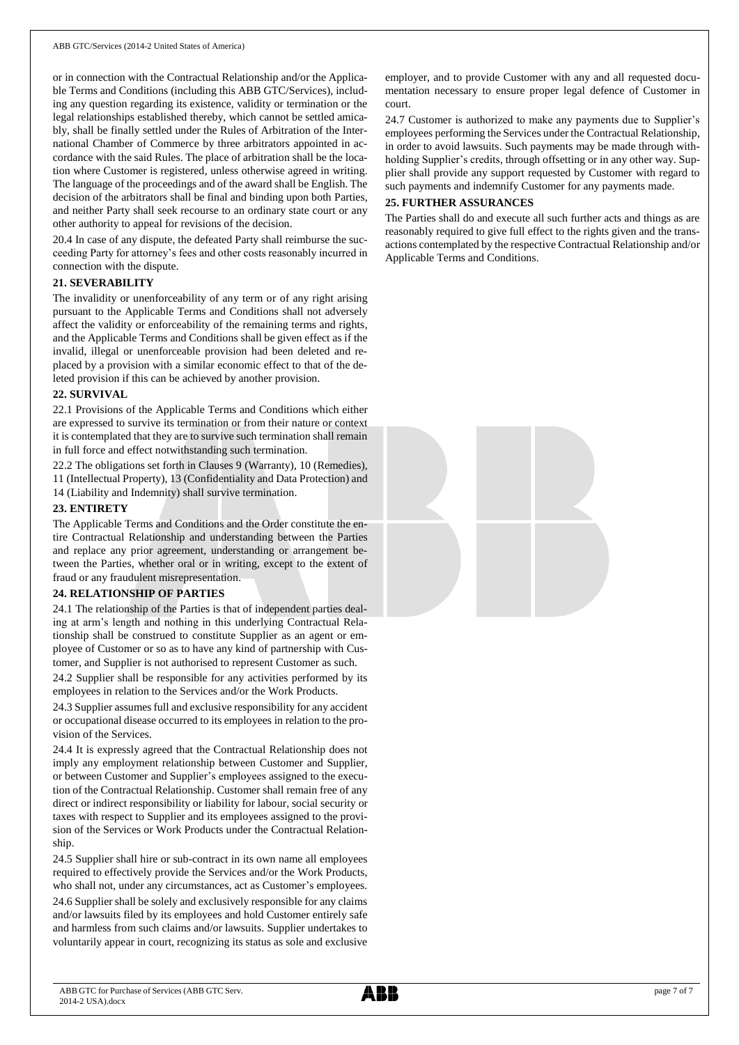or in connection with the Contractual Relationship and/or the Applicable Terms and Conditions (including this ABB GTC/Services), including any question regarding its existence, validity or termination or the legal relationships established thereby, which cannot be settled amicably, shall be finally settled under the Rules of Arbitration of the International Chamber of Commerce by three arbitrators appointed in accordance with the said Rules. The place of arbitration shall be the location where Customer is registered, unless otherwise agreed in writing. The language of the proceedings and of the award shall be English. The decision of the arbitrators shall be final and binding upon both Parties, and neither Party shall seek recourse to an ordinary state court or any other authority to appeal for revisions of the decision.

20.4 In case of any dispute, the defeated Party shall reimburse the succeeding Party for attorney's fees and other costs reasonably incurred in connection with the dispute.

**21. SEVERABILITY**

The invalidity or unenforceability of any term or of any right arising pursuant to the Applicable Terms and Conditions shall not adversely affect the validity or enforceability of the remaining terms and rights, and the Applicable Terms and Conditions shall be given effect as if the invalid, illegal or unenforceable provision had been deleted and replaced by a provision with a similar economic effect to that of the deleted provision if this can be achieved by another provision.

**22. SURVIVAL**

22.1 Provisions of the Applicable Terms and Conditions which either are expressed to survive its termination or from their nature or context it is contemplated that they are to survive such termination shall remain in full force and effect notwithstanding such termination.

22.2 The obligations set forth in Clauses 9 (Warranty), 10 (Remedies), 11 (Intellectual Property), 13 (Confidentiality and Data Protection) and 14 (Liability and Indemnity) shall survive termination.

**23. ENTIRETY**

The Applicable Terms and Conditions and the Order constitute the entire Contractual Relationship and understanding between the Parties and replace any prior agreement, understanding or arrangement between the Parties, whether oral or in writing, except to the extent of fraud or any fraudulent misrepresentation.

**24. RELATIONSHIP OF PARTIES**

24.1 The relationship of the Parties is that of independent parties dealing at arm's length and nothing in this underlying Contractual Relationship shall be construed to constitute Supplier as an agent or employee of Customer or so as to have any kind of partnership with Customer, and Supplier is not authorised to represent Customer as such.

24.2 Supplier shall be responsible for any activities performed by its employees in relation to the Services and/or the Work Products.

24.3 Supplier assumes full and exclusive responsibility for any accident or occupational disease occurred to its employees in relation to the provision of the Services.

24.4 It is expressly agreed that the Contractual Relationship does not imply any employment relationship between Customer and Supplier, or between Customer and Supplier's employees assigned to the execution of the Contractual Relationship. Customer shall remain free of any direct or indirect responsibility or liability for labour, social security or taxes with respect to Supplier and its employees assigned to the provision of the Services or Work Products under the Contractual Relationship.

24.5 Supplier shall hire or sub-contract in its own name all employees required to effectively provide the Services and/or the Work Products, who shall not, under any circumstances, act as Customer's employees.

24.6 Supplier shall be solely and exclusively responsible for any claims and/or lawsuits filed by its employees and hold Customer entirely safe and harmless from such claims and/or lawsuits. Supplier undertakes to voluntarily appear in court, recognizing its status as sole and exclusive employer, and to provide Customer with any and all requested documentation necessary to ensure proper legal defence of Customer in court.

24.7 Customer is authorized to make any payments due to Supplier's employees performing the Services under the Contractual Relationship, in order to avoid lawsuits. Such payments may be made through withholding Supplier's credits, through offsetting or in any other way. Supplier shall provide any support requested by Customer with regard to such payments and indemnify Customer for any payments made.

**25. FURTHER ASSURANCES**

The Parties shall do and execute all such further acts and things as are reasonably required to give full effect to the rights given and the transactions contemplated by the respective Contractual Relationship and/or Applicable Terms and Conditions.